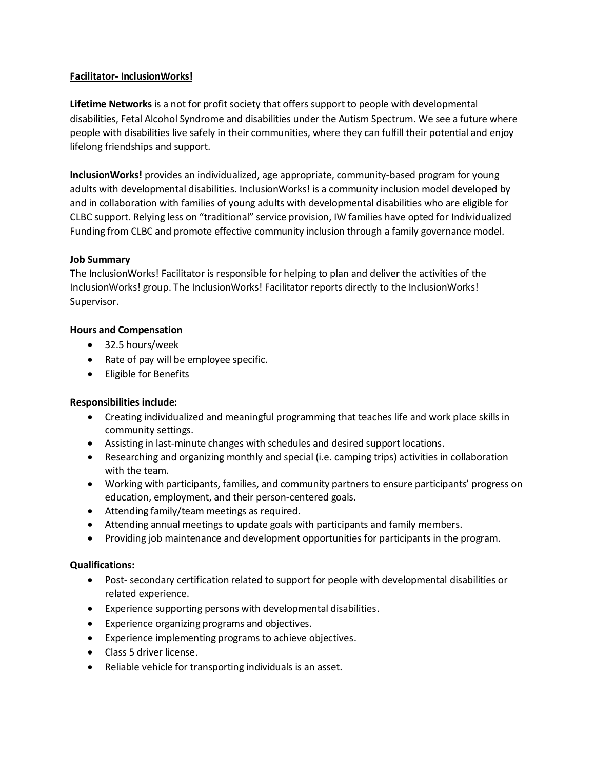**Facitator- InclusionWorks!**

**Lifetime Networks** is a not for profit society that offers support to people with developmental disabilities, Fetal Alcohol Syndrome and disabilities under the Autism Spectrum. We see a future where people with disabilities live safely in their communities, where they can fulfill their potential and enjoy lifelong friendships and support.

**InclusionWorks!** provides an individualized, age appropriate, community-based program for young adults with developmental disabilities. InclusionWorks! is a community inclusion model developed by and in collaboration with families of young adults with developmental disabilities who are eligible for CLBC support. Relying less on "traditional" service provision, IW families have opted for Individualized Funding from CLBC and promote effective community inclusion through a family governance model.

**Job Summary**

The InclusionWorks! Facilitator is responsible for helping to plan and deliver the activities of the InclusionWorks! group. The InclusionWorks! Facilitator reports directly to the InclusionWorks! Supervisor.

**Hours and Compensation**

- 32.5 hours/week
- Rate of pay will be employee specific.
- Eligible for Benefits

**Responsibilities include:**

- Creating individualized and meaningful programming that teaches life and work place skills in community settings.
- Assisting in last-minute changes with schedules and desired support locations.
- Researching and organizing monthly and special (i.e. camping trips) activities in collaboration with the team.
- Working with participants, families, and community partners to ensure participants' progress on education, employment, and their person-centered goals.
- Attending family/team meetings as required.
- Attending annual meetings to update goals with participants and family members.
- Providing job maintenance and development opportunities for participants in the program.

**Qualifications:**

- Post- secondary certification related to support for people with developmental disabilities or related experience.
- Experience supporting persons with developmental disabilities.
- Experience organizing programs and objectives.
- Experience implementing programs to achieve objectives.
- Class 5 driver license.
- Reliable vehicle for transporting individuals is an asset.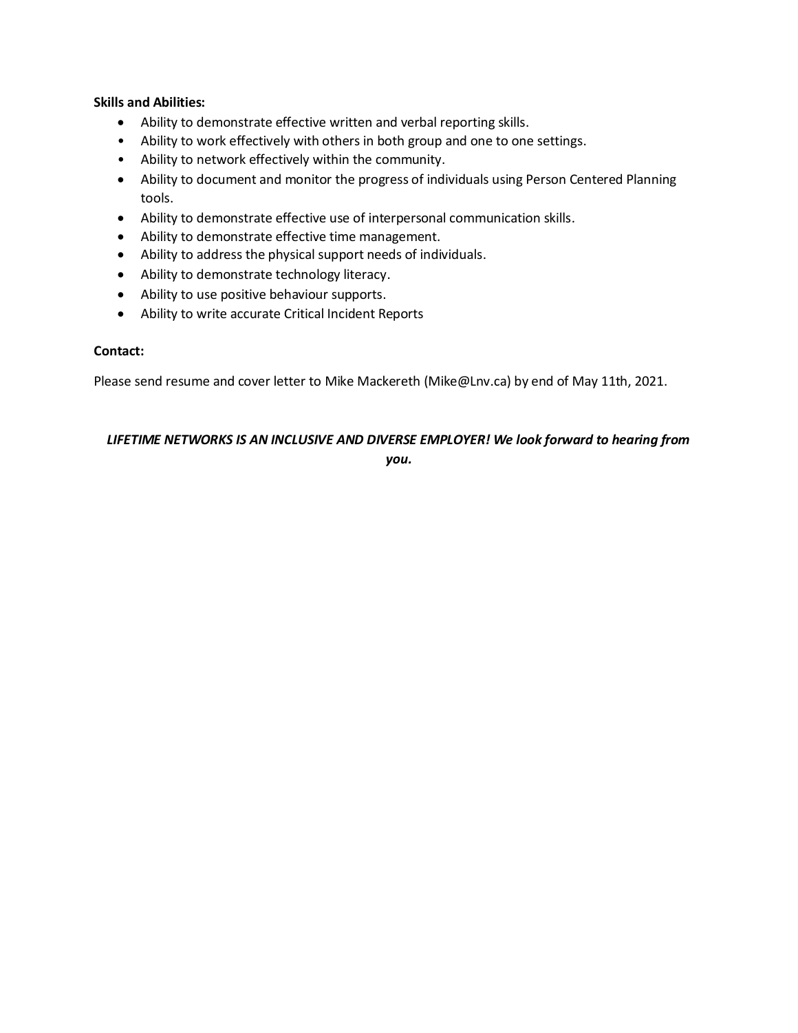**Skills and Abilities:**

- Ability to demonstrate effective written and verbal reporting skills.
- Ability to work effectively with others in both group and one to one settings.
- Ability to network effectively within the community.
- Ability to document and monitor the progress of individuals using Person Centered Planning tools.
- Ability to demonstrate effective use of interpersonal communication skills.
- Ability to demonstrate effective time management.
- Ability to address the physical support needs of individuals.
- Ability to demonstrate technology literacy.
- Ability to use positive behaviour supports.
- Ability to write accurate Critical Incident Reports

**Contact:**

Please send resume and cover letter to Mike Mackereth (Mike@Lnv.ca) by end of May 11th, 2021.

***LIFETIME NETWORKS IS AN INCLUSIVE AND DIVERSE EMPLOYER! We look forward to hearing from you.***